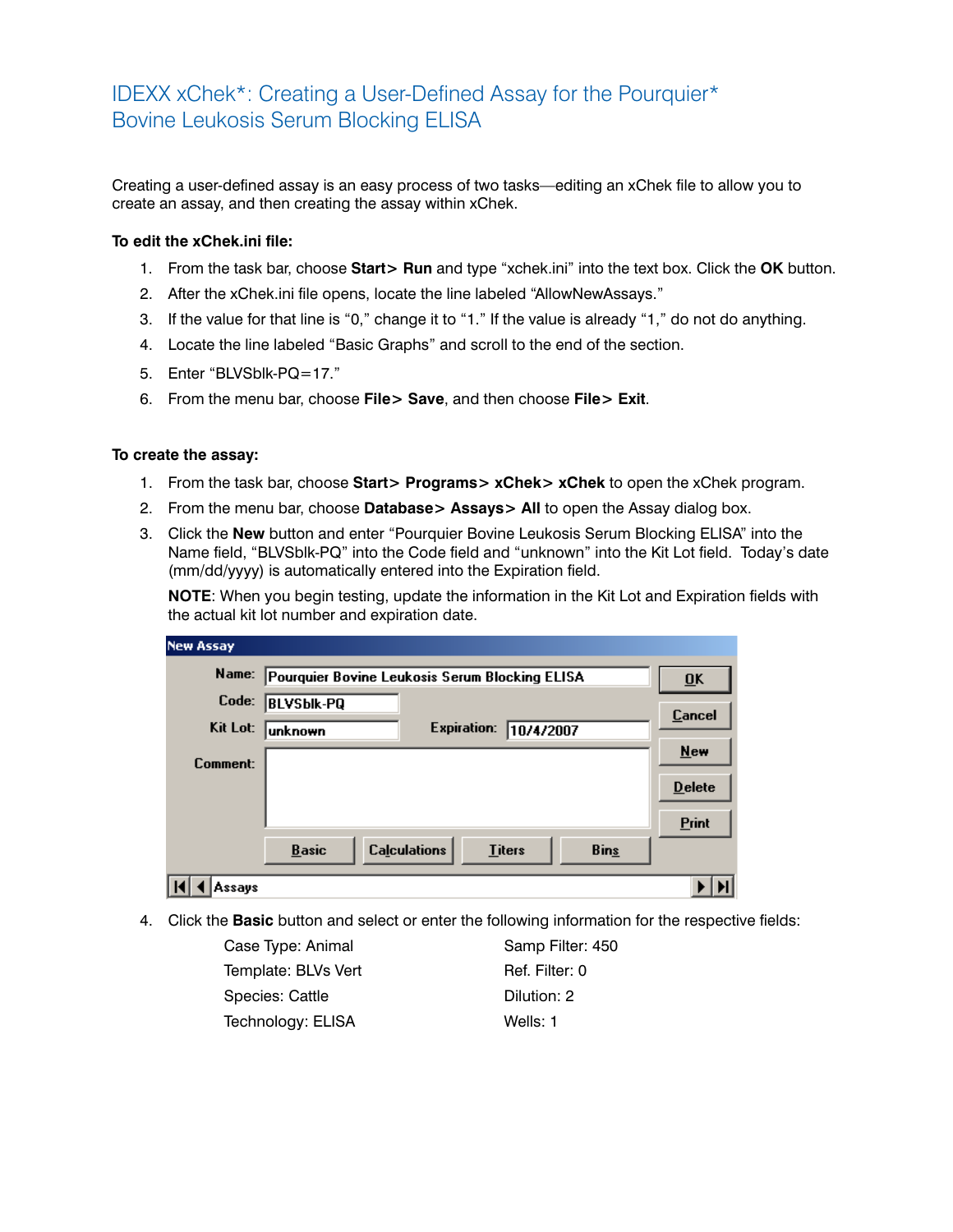# IDEXX xChek*: Creating a User-Defined Assay for the Pourquier* Bovine Leukosis Serum Blocking ELISA

Creating a user-defined assay is an easy process of two tasks—editing an xChek file to allow you to create an assay, and then creating the assay within xChek.

**To edit the xChek.ini file:**

1. From the task bar, choose **Start> Run** and type "xchek.ini" into the text box. Click the **OK** button.
2. After the xChek.ini file opens, locate the line labeled "AllowNewAssays."
3. If the value for that line is "0," change it to "1." If the value is already "1," do not do anything.
4. Locate the line labeled "Basic Graphs" and scroll to the end of the section.
5. Enter "BLVSblk-PQ=17."
6. From the menu bar, choose **File> Save**, and then choose **File> Exit**.

**To create the assay:**

1. From the task bar, choose **Start> Programs> xChek> xChek** to open the xChek program.
2. From the menu bar, choose **Database> Assays> All** to open the Assay dialog box.
3. Click the **New** button and enter "Pourquier Bovine Leukosis Serum Blocking ELISA" into the Name field, "BLVSblk-PQ" into the Code field and "unknown" into the Kit Lot field. Today's date (mm/dd/yyyy) is automatically entered into the Expiration field.

   **NOTE**: When you begin testing, update the information in the Kit Lot and Expiration fields with the actual kit lot number and expiration date.

   New Assay

   Name: Pourquier Bovine Leukosis Serum Blocking ELISA
   Code: BLVSblk-PQ
   Kit Lot: unknown    Expiration: 10/4/2007
   Comment:

   OK | Cancel | New | Delete | Print
   Basic | Calculations | Titers | Bins
   Assays

4. Click the **Basic** button and select or enter the following information for the respective fields:

   | | |
   |---|---|
   | Case Type: Animal | Samp Filter: 450 |
   | Template: BLVs Vert | Ref. Filter: 0 |
   | Species: Cattle | Dilution: 2 |
   | Technology: ELISA | Wells: 1 |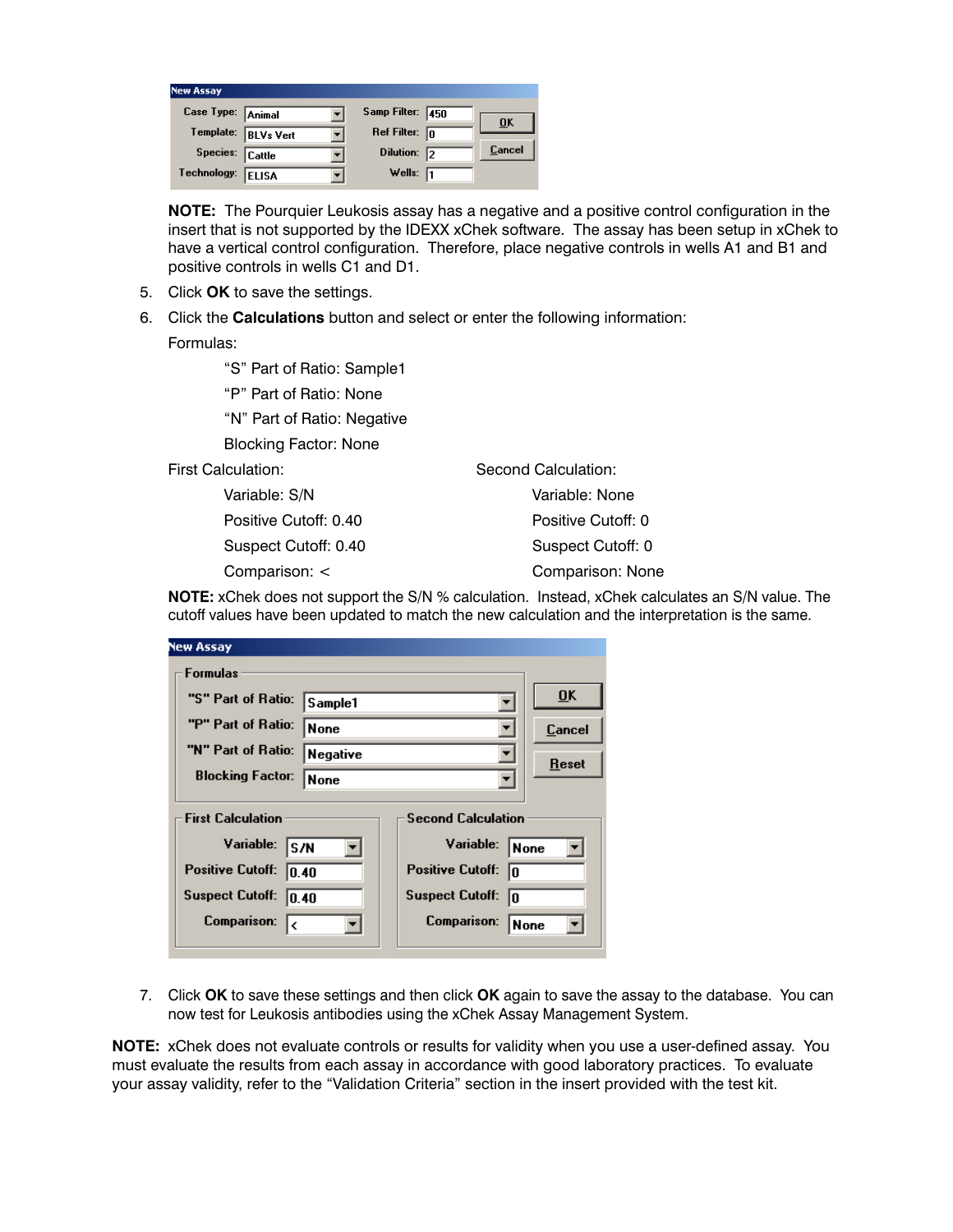**New Assay**

| Case Type: | Animal | Samp Filter: | 450 |
|---|---|---|---|
| Template: | BLVs Vert | Ref Filter: | 0 |
| Species: | Cattle | Dilution: | 2 |
| Technology: | ELISA | Wells: | 1 |

OK | Cancel

**NOTE:** The Pourquier Leukosis assay has a negative and a positive control configuration in the insert that is not supported by the IDEXX xChek software. The assay has been setup in xChek to have a vertical control configuration. Therefore, place negative controls in wells A1 and B1 and positive controls in wells C1 and D1.

5. Click **OK** to save the settings.
6. Click the **Calculations** button and select or enter the following information:

   Formulas:

   - "S" Part of Ratio: Sample1
   - "P" Part of Ratio: None
   - "N" Part of Ratio: Negative
   - Blocking Factor: None

   First Calculation:

   - Variable: S/N
   - Positive Cutoff: 0.40
   - Suspect Cutoff: 0.40
   - Comparison: <

   Second Calculation:

   - Variable: None
   - Positive Cutoff: 0
   - Suspect Cutoff: 0
   - Comparison: None

   **NOTE:** xChek does not support the S/N % calculation. Instead, xChek calculates an S/N value. The cutoff values have been updated to match the new calculation and the interpretation is the same.

   **New Assay**

   Formulas

   | | |
   |---|---|
   | "S" Part of Ratio: | Sample1 |
   | "P" Part of Ratio: | None |
   | "N" Part of Ratio: | Negative |
   | Blocking Factor: | None |

   OK | Cancel | Reset

   | First Calculation | | Second Calculation | |
   |---|---|---|---|
   | Variable: | S/N | Variable: | None |
   | Positive Cutoff: | 0.40 | Positive Cutoff: | 0 |
   | Suspect Cutoff: | 0.40 | Suspect Cutoff: | 0 |
   | Comparison: | < | Comparison: | None |

7. Click **OK** to save these settings and then click **OK** again to save the assay to the database. You can now test for Leukosis antibodies using the xChek Assay Management System.

**NOTE:** xChek does not evaluate controls or results for validity when you use a user-defined assay. You must evaluate the results from each assay in accordance with good laboratory practices. To evaluate your assay validity, refer to the "Validation Criteria" section in the insert provided with the test kit.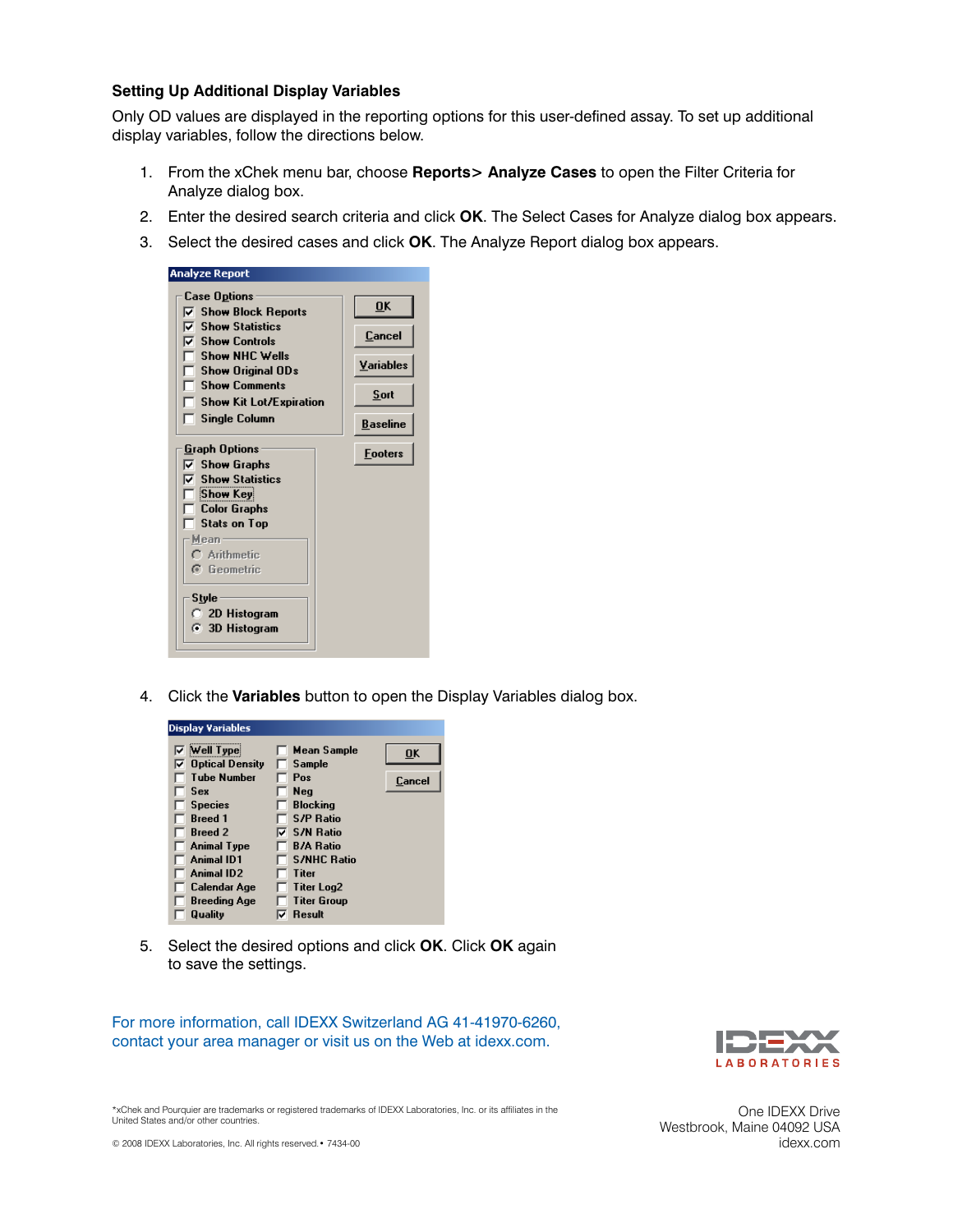### Setting Up Additional Display Variables

Only OD values are displayed in the reporting options for this user-defined assay. To set up additional display variables, follow the directions below.

1. From the xChek menu bar, choose **Reports> Analyze Cases** to open the Filter Criteria for Analyze dialog box.
2. Enter the desired search criteria and click **OK**. The Select Cases for Analyze dialog box appears.
3. Select the desired cases and click **OK**. The Analyze Report dialog box appears.

4. Click the **Variables** button to open the Display Variables dialog box.

5. Select the desired options and click **OK**. Click **OK** again to save the settings.

For more information, call IDEXX Switzerland AG 41-41970-6260, contact your area manager or visit us on the Web at idexx.com.

*xChek and Pourquier are trademarks or registered trademarks of IDEXX Laboratories, Inc. or its affiliates in the United States and/or other countries.

© 2008 IDEXX Laboratories, Inc. All rights reserved. • 7434-00

One IDEXX Drive
Westbrook, Maine 04092 USA
idexx.com